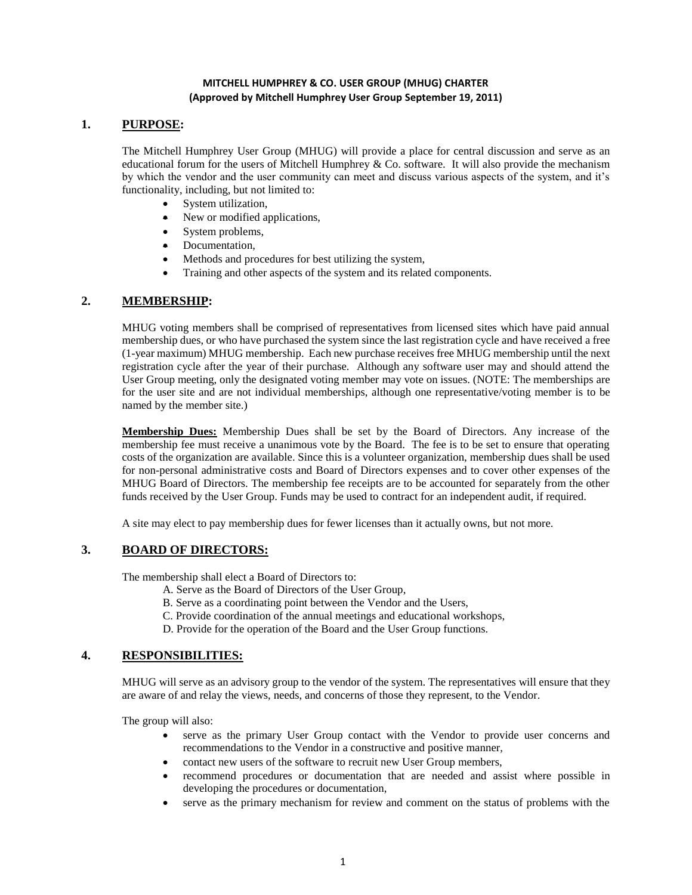**MITCHELL HUMPHREY & CO. USER GROUP (MHUG) CHARTER**
**(Approved by Mitchell Humphrey User Group September 19, 2011)**

## 1. PURPOSE:

The Mitchell Humphrey User Group (MHUG) will provide a place for central discussion and serve as an educational forum for the users of Mitchell Humphrey & Co. software. It will also provide the mechanism by which the vendor and the user community can meet and discuss various aspects of the system, and it's functionality, including, but not limited to:

- System utilization,
- New or modified applications,
- System problems,
- Documentation,
- Methods and procedures for best utilizing the system,
- Training and other aspects of the system and its related components.

## 2. MEMBERSHIP:

MHUG voting members shall be comprised of representatives from licensed sites which have paid annual membership dues, or who have purchased the system since the last registration cycle and have received a free (1-year maximum) MHUG membership. Each new purchase receives free MHUG membership until the next registration cycle after the year of their purchase. Although any software user may and should attend the User Group meeting, only the designated voting member may vote on issues. (NOTE: The memberships are for the user site and are not individual memberships, although one representative/voting member is to be named by the member site.)

**Membership Dues:** Membership Dues shall be set by the Board of Directors. Any increase of the membership fee must receive a unanimous vote by the Board. The fee is to be set to ensure that operating costs of the organization are available. Since this is a volunteer organization, membership dues shall be used for non-personal administrative costs and Board of Directors expenses and to cover other expenses of the MHUG Board of Directors. The membership fee receipts are to be accounted for separately from the other funds received by the User Group. Funds may be used to contract for an independent audit, if required.

A site may elect to pay membership dues for fewer licenses than it actually owns, but not more.

## 3. BOARD OF DIRECTORS:

The membership shall elect a Board of Directors to:

A. Serve as the Board of Directors of the User Group,
B. Serve as a coordinating point between the Vendor and the Users,
C. Provide coordination of the annual meetings and educational workshops,
D. Provide for the operation of the Board and the User Group functions.

## 4. RESPONSIBILITIES:

MHUG will serve as an advisory group to the vendor of the system. The representatives will ensure that they are aware of and relay the views, needs, and concerns of those they represent, to the Vendor.

The group will also:

- serve as the primary User Group contact with the Vendor to provide user concerns and recommendations to the Vendor in a constructive and positive manner,
- contact new users of the software to recruit new User Group members,
- recommend procedures or documentation that are needed and assist where possible in developing the procedures or documentation,
- serve as the primary mechanism for review and comment on the status of problems with the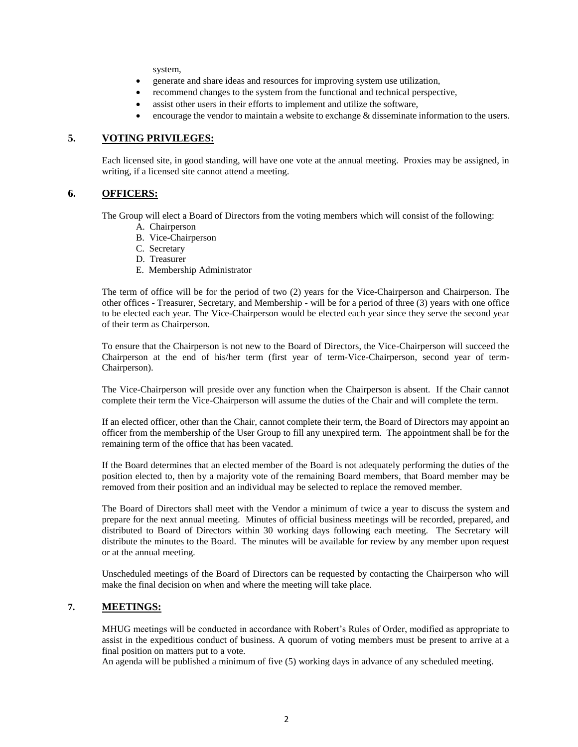system,

- generate and share ideas and resources for improving system use utilization,
- recommend changes to the system from the functional and technical perspective,
- assist other users in their efforts to implement and utilize the software,
- encourage the vendor to maintain a website to exchange & disseminate information to the users.

## 5. VOTING PRIVILEGES:

Each licensed site, in good standing, will have one vote at the annual meeting. Proxies may be assigned, in writing, if a licensed site cannot attend a meeting.

## 6. OFFICERS:

The Group will elect a Board of Directors from the voting members which will consist of the following:

A. Chairperson
B. Vice-Chairperson
C. Secretary
D. Treasurer
E. Membership Administrator

The term of office will be for the period of two (2) years for the Vice-Chairperson and Chairperson. The other offices - Treasurer, Secretary, and Membership - will be for a period of three (3) years with one office to be elected each year. The Vice-Chairperson would be elected each year since they serve the second year of their term as Chairperson.

To ensure that the Chairperson is not new to the Board of Directors, the Vice-Chairperson will succeed the Chairperson at the end of his/her term (first year of term-Vice-Chairperson, second year of term-Chairperson).

The Vice-Chairperson will preside over any function when the Chairperson is absent. If the Chair cannot complete their term the Vice-Chairperson will assume the duties of the Chair and will complete the term.

If an elected officer, other than the Chair, cannot complete their term, the Board of Directors may appoint an officer from the membership of the User Group to fill any unexpired term. The appointment shall be for the remaining term of the office that has been vacated.

If the Board determines that an elected member of the Board is not adequately performing the duties of the position elected to, then by a majority vote of the remaining Board members, that Board member may be removed from their position and an individual may be selected to replace the removed member.

The Board of Directors shall meet with the Vendor a minimum of twice a year to discuss the system and prepare for the next annual meeting. Minutes of official business meetings will be recorded, prepared, and distributed to Board of Directors within 30 working days following each meeting. The Secretary will distribute the minutes to the Board. The minutes will be available for review by any member upon request or at the annual meeting.

Unscheduled meetings of the Board of Directors can be requested by contacting the Chairperson who will make the final decision on when and where the meeting will take place.

## 7. MEETINGS:

MHUG meetings will be conducted in accordance with Robert's Rules of Order, modified as appropriate to assist in the expeditious conduct of business. A quorum of voting members must be present to arrive at a final position on matters put to a vote.
An agenda will be published a minimum of five (5) working days in advance of any scheduled meeting.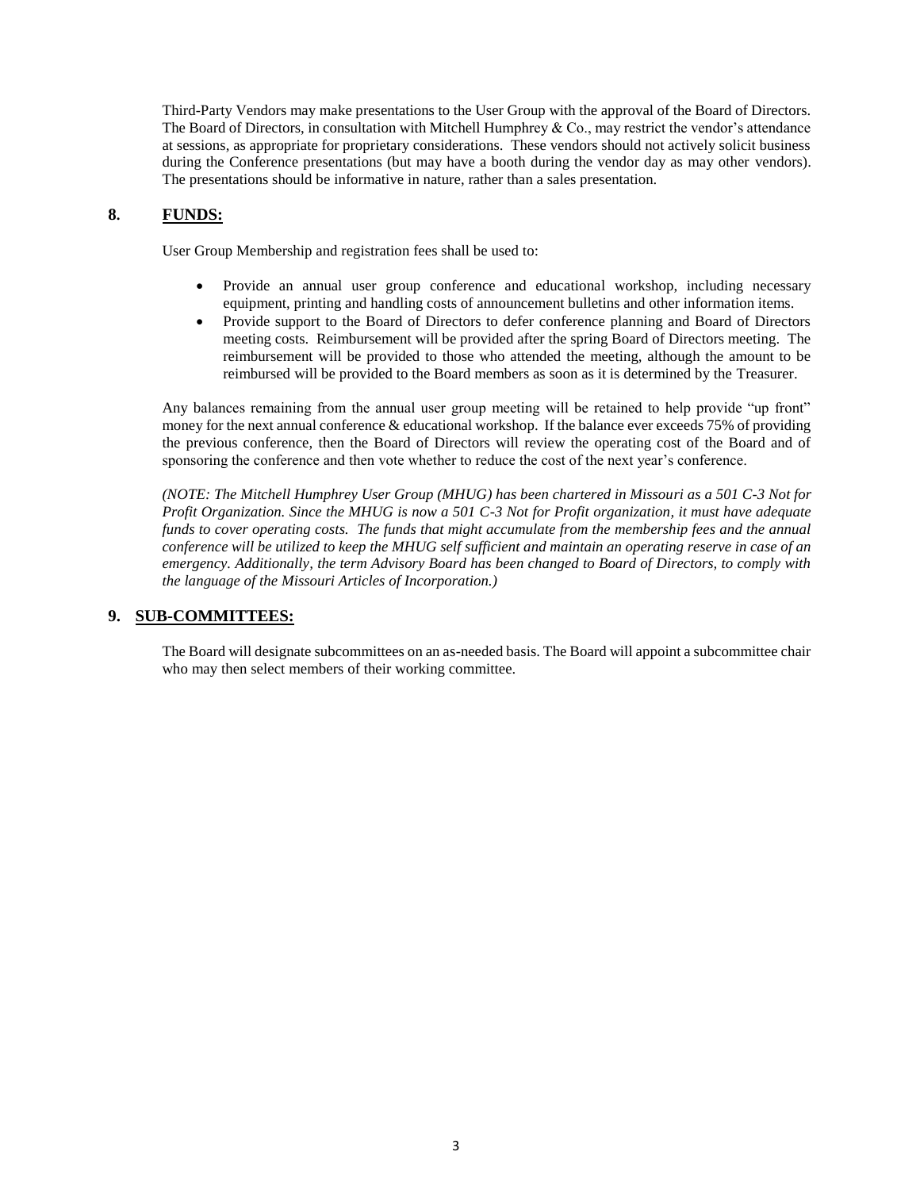Third-Party Vendors may make presentations to the User Group with the approval of the Board of Directors. The Board of Directors, in consultation with Mitchell Humphrey & Co., may restrict the vendor's attendance at sessions, as appropriate for proprietary considerations. These vendors should not actively solicit business during the Conference presentations (but may have a booth during the vendor day as may other vendors). The presentations should be informative in nature, rather than a sales presentation.

## 8. FUNDS:

User Group Membership and registration fees shall be used to:

- Provide an annual user group conference and educational workshop, including necessary equipment, printing and handling costs of announcement bulletins and other information items.
- Provide support to the Board of Directors to defer conference planning and Board of Directors meeting costs. Reimbursement will be provided after the spring Board of Directors meeting. The reimbursement will be provided to those who attended the meeting, although the amount to be reimbursed will be provided to the Board members as soon as it is determined by the Treasurer.

Any balances remaining from the annual user group meeting will be retained to help provide "up front" money for the next annual conference & educational workshop. If the balance ever exceeds 75% of providing the previous conference, then the Board of Directors will review the operating cost of the Board and of sponsoring the conference and then vote whether to reduce the cost of the next year's conference.

*(NOTE: The Mitchell Humphrey User Group (MHUG) has been chartered in Missouri as a 501 C-3 Not for Profit Organization. Since the MHUG is now a 501 C-3 Not for Profit organization, it must have adequate funds to cover operating costs. The funds that might accumulate from the membership fees and the annual conference will be utilized to keep the MHUG self sufficient and maintain an operating reserve in case of an emergency. Additionally, the term Advisory Board has been changed to Board of Directors, to comply with the language of the Missouri Articles of Incorporation.)*

## 9. SUB-COMMITTEES:

The Board will designate subcommittees on an as-needed basis. The Board will appoint a subcommittee chair who may then select members of their working committee.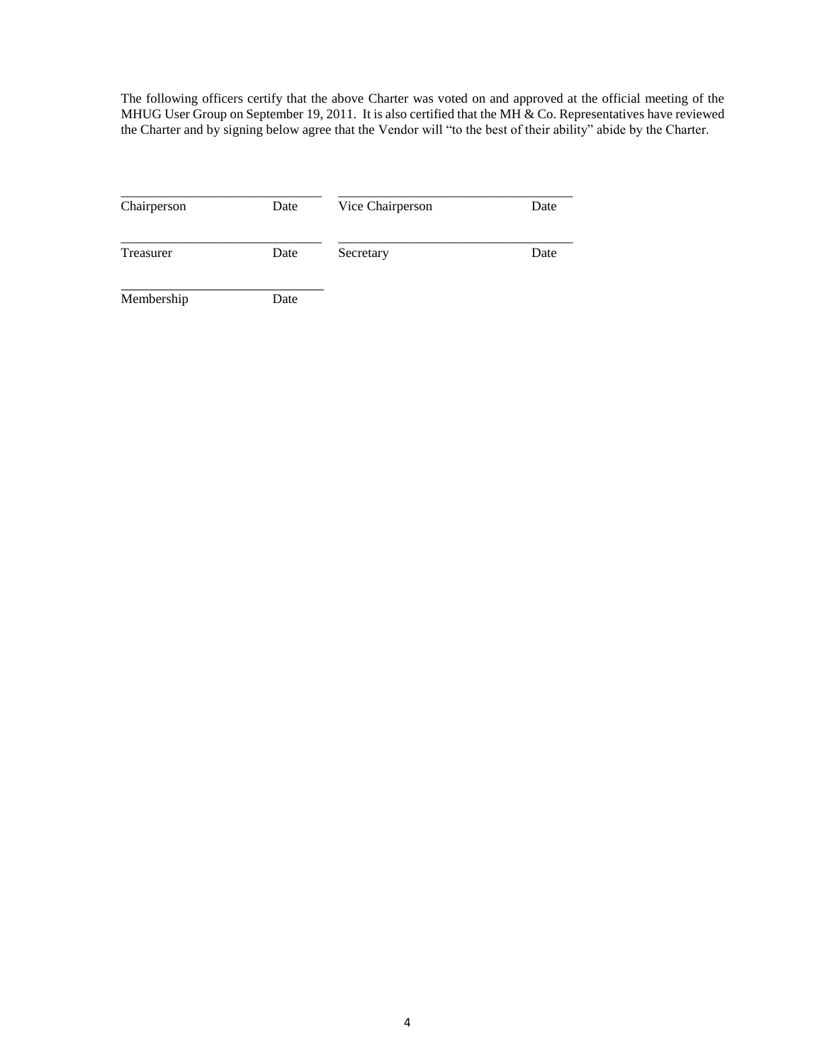The following officers certify that the above Charter was voted on and approved at the official meeting of the MHUG User Group on September 19, 2011. It is also certified that the MH & Co. Representatives have reviewed the Charter and by signing below agree that the Vendor will "to the best of their ability" abide by the Charter.

| | | | |
|---|---|---|---|
| ______________________________ | | ___________________________________ | |
| Chairperson | Date | Vice Chairperson | Date |
| ______________________________ | | ___________________________________ | |
| Treasurer | Date | Secretary | Date |
| ______________________________ | | | |
| Membership | Date | | |